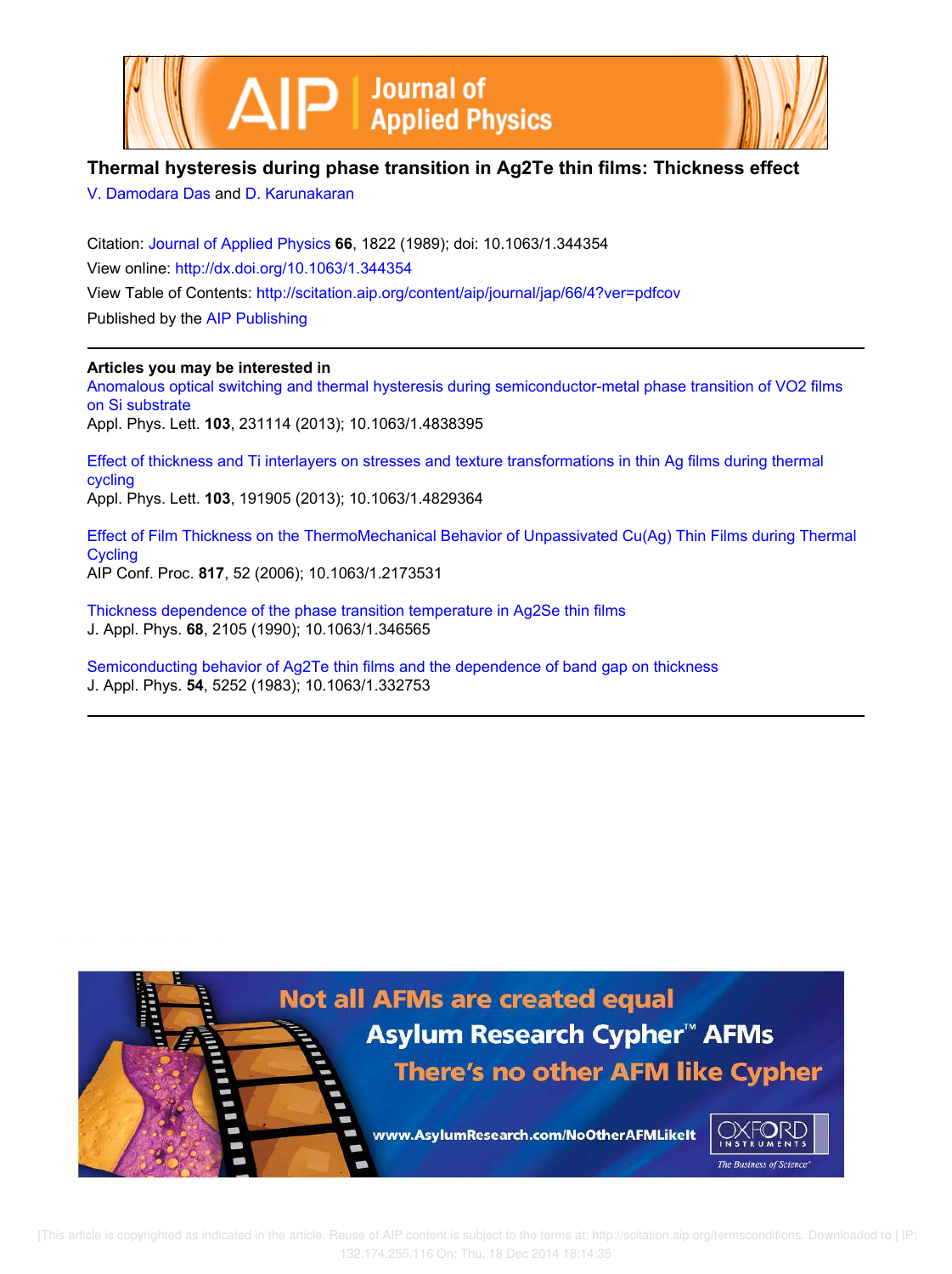# Thermal hysteresis during phase transition in Ag2Te thin films: Thickness effect

V. Damodara Das and D. Karunakaran

Citation: Journal of Applied Physics **66**, 1822 (1989); doi: 10.1063/1.344354

View online: http://dx.doi.org/10.1063/1.344354

View Table of Contents: http://scitation.aip.org/content/aip/journal/jap/66/4?ver=pdfcov

Published by the AIP Publishing

**Articles you may be interested in**

Anomalous optical switching and thermal hysteresis during semiconductor-metal phase transition of VO2 films on Si substrate

Appl. Phys. Lett. **103**, 231114 (2013); 10.1063/1.4838395

Effect of thickness and Ti interlayers on stresses and texture transformations in thin Ag films during thermal cycling

Appl. Phys. Lett. **103**, 191905 (2013); 10.1063/1.4829364

Effect of Film Thickness on the ThermoMechanical Behavior of Unpassivated Cu(Ag) Thin Films during Thermal Cycling

AIP Conf. Proc. **817**, 52 (2006); 10.1063/1.2173531

Thickness dependence of the phase transition temperature in Ag2Se thin films

J. Appl. Phys. **68**, 2105 (1990); 10.1063/1.346565

Semiconducting behavior of Ag2Te thin films and the dependence of band gap on thickness

J. Appl. Phys. **54**, 5252 (1983); 10.1063/1.332753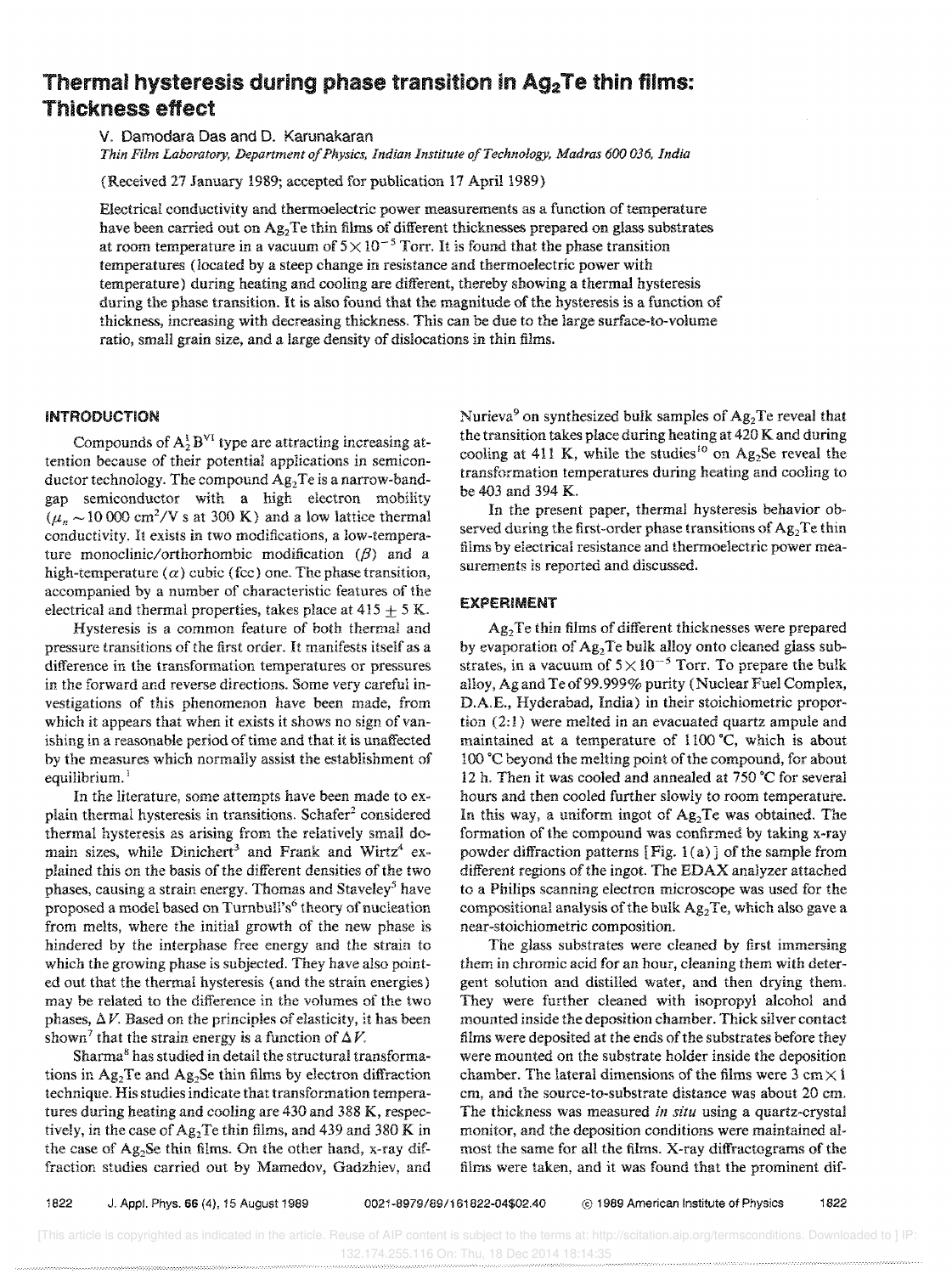# Thermal hysteresis during phase transition in $Ag_2Te$ thin films: Thickness effect

V. Damodara Das and D. Karunakaran

*Thin Film Laboratory, Department of Physics, Indian Institute of Technology, Madras 600 036, India*

(Received 27 January 1989; accepted for publication 17 April 1989)

Electrical conductivity and thermoelectric power measurements as a function of temperature have been carried out on $Ag_2Te$ thin films of different thicknesses prepared on glass substrates at room temperature in a vacuum of $5\times10^{-5}$ Torr. It is found that the phase transition temperatures (located by a steep change in resistance and thermoelectric power with temperature) during heating and cooling are different, thereby showing a thermal hysteresis during the phase transition. It is also found that the magnitude of the hysteresis is a function of thickness, increasing with decreasing thickness. This can be due to the large surface-to-volume ratio, small grain size, and a large density of dislocations in thin films.

## INTRODUCTION

Compounds of $A_2^{I}B^{VI}$ type are attracting increasing attention because of their potential applications in semiconductor technology. The compound $Ag_2Te$ is a narrow-band-gap semiconductor with a high electron mobility ($\mu_n \sim 10\,000$ cm$^2$/V s at 300 K) and a low lattice thermal conductivity. It exists in two modifications, a low-temperature monoclinic/orthorhombic modification ($\beta$) and a high-temperature ($\alpha$) cubic (fcc) one. The phase transition, accompanied by a number of characteristic features of the electrical and thermal properties, takes place at $415\pm5$ K.

Hysteresis is a common feature of both thermal and pressure transitions of the first order. It manifests itself as a difference in the transformation temperatures or pressures in the forward and reverse directions. Some very careful investigations of this phenomenon have been made, from which it appears that when it exists it shows no sign of vanishing in a reasonable period of time and that it is unaffected by the measures which normally assist the establishment of equilibrium.[1]

In the literature, some attempts have been made to explain thermal hysteresis in transitions. Schafer[2] considered thermal hysteresis as arising from the relatively small domain sizes, while Dinichert[3] and Frank and Wirtz[4] explained this on the basis of the different densities of the two phases, causing a strain energy. Thomas and Staveley[5] have proposed a model based on Turnbull's[6] theory of nucleation from melts, where the initial growth of the new phase is hindered by the interphase free energy and the strain to which the growing phase is subjected. They have also pointed out that the thermal hysteresis (and the strain energies) may be related to the difference in the volumes of the two phases, $\Delta V$. Based on the principles of elasticity, it has been shown[7] that the strain energy is a function of $\Delta V$.

Sharma[8] has studied in detail the structural transformations in $Ag_2Te$ and $Ag_2Se$ thin films by electron diffraction technique. His studies indicate that transformation temperatures during heating and cooling are 430 and 388 K, respectively, in the case of $Ag_2Te$ thin films, and 439 and 380 K in the case of $Ag_2Se$ thin films. On the other hand, x-ray diffraction studies carried out by Mamedov, Gadzhiev, and Nurieva[9] on synthesized bulk samples of $Ag_2Te$ reveal that the transition takes place during heating at 420 K and during cooling at 411 K, while the studies[10] on $Ag_2Se$ reveal the transformation temperatures during heating and cooling to be 403 and 394 K.

In the present paper, thermal hysteresis behavior observed during the first-order phase transitions of $Ag_2Te$ thin films by electrical resistance and thermoelectric power measurements is reported and discussed.

## EXPERIMENT

$Ag_2Te$ thin films of different thicknesses were prepared by evaporation of $Ag_2Te$ bulk alloy onto cleaned glass substrates, in a vacuum of $5\times10^{-5}$ Torr. To prepare the bulk alloy, Ag and Te of 99.999% purity (Nuclear Fuel Complex, D.A.E., Hyderabad, India) in their stoichiometric proportion (2:1) were melted in an evacuated quartz ampule and maintained at a temperature of 1100 °C, which is about 100 °C beyond the melting point of the compound, for about 12 h. Then it was cooled and annealed at 750 °C for several hours and then cooled further slowly to room temperature. In this way, a uniform ingot of $Ag_2Te$ was obtained. The formation of the compound was confirmed by taking x-ray powder diffraction patterns [Fig. 1(a)] of the sample from different regions of the ingot. The EDAX analyzer attached to a Philips scanning electron microscope was used for the compositional analysis of the bulk $Ag_2Te$, which also gave a near-stoichiometric composition.

The glass substrates were cleaned by first immersing them in chromic acid for an hour, cleaning them with detergent solution and distilled water, and then drying them. They were further cleaned with isopropyl alcohol and mounted inside the deposition chamber. Thick silver contact films were deposited at the ends of the substrates before they were mounted on the substrate holder inside the deposition chamber. The lateral dimensions of the films were 3 cm × 1 cm, and the source-to-substrate distance was about 20 cm. The thickness was measured *in situ* using a quartz-crystal monitor, and the deposition conditions were maintained almost the same for all the films. X-ray diffractograms of the films were taken, and it was found that the prominent dif-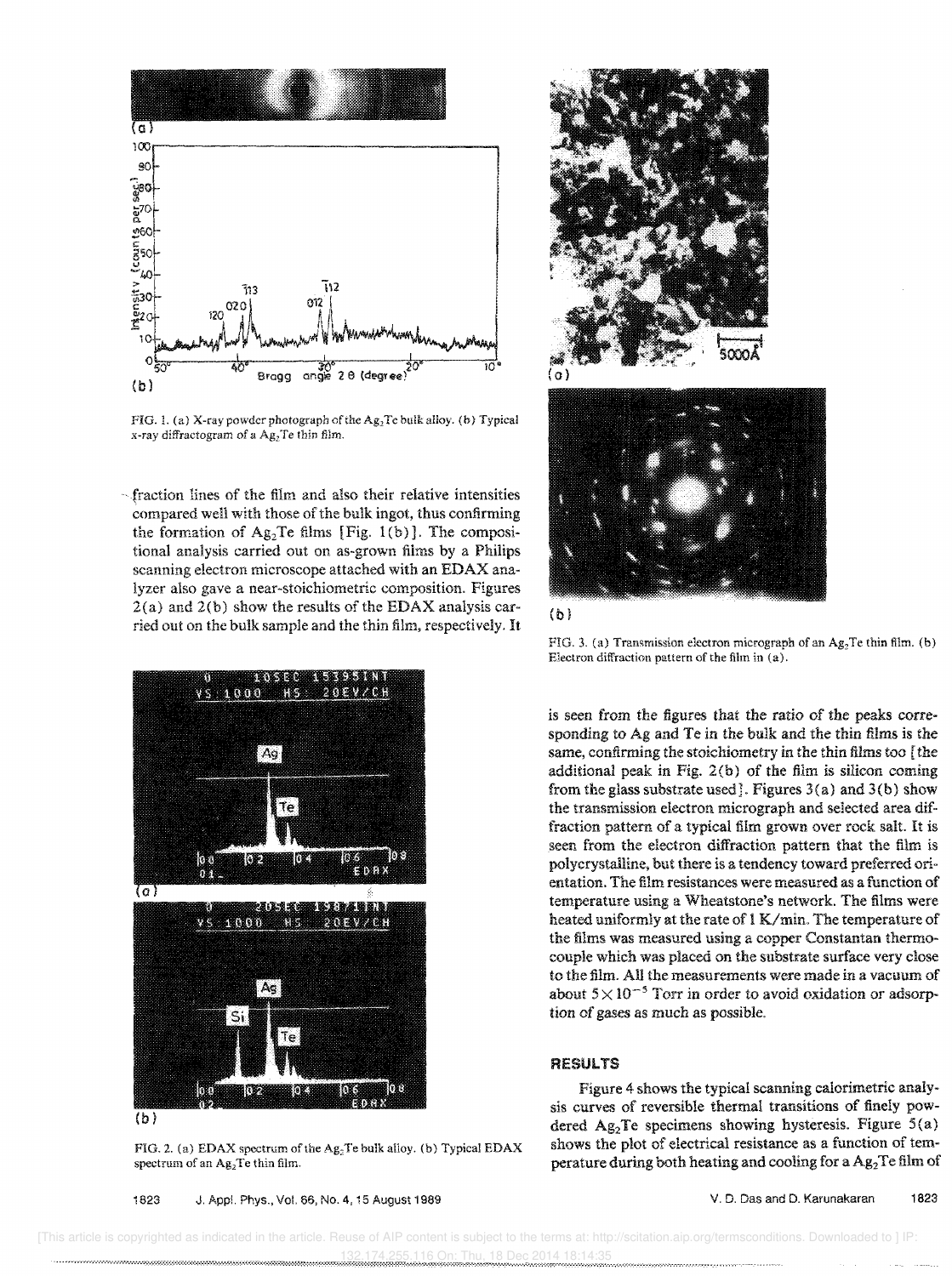FIG. 1. (a) X-ray powder photograph of the $Ag_2Te$ bulk alloy. (b) Typical x-ray diffractogram of a $Ag_2Te$ thin film.

fraction lines of the film and also their relative intensities compared well with those of the bulk ingot, thus confirming the formation of $Ag_2Te$ films [Fig. 1(b)]. The compositional analysis carried out on as-grown films by a Philips scanning electron microscope attached with an EDAX analyzer also gave a near-stoichiometric composition. Figures 2(a) and 2(b) show the results of the EDAX analysis carried out on the bulk sample and the thin film, respectively. It is seen from the figures that the ratio of the peaks corresponding to Ag and Te in the bulk and the thin films is the same, confirming the stoichiometry in the thin films too [the additional peak in Fig. 2(b) of the film is silicon coming from the glass substrate used]. Figures 3(a) and 3(b) show the transmission electron micrograph and selected area diffraction pattern of a typical film grown over rock salt. It is seen from the electron diffraction pattern that the film is polycrystalline, but there is a tendency toward preferred orientation. The film resistances were measured as a function of temperature using a Wheatstone's network. The films were heated uniformly at the rate of 1 K/min. The temperature of the films was measured using a copper Constantan thermocouple which was placed on the substrate surface very close to the film. All the measurements were made in a vacuum of about $5\times10^{-5}$ Torr in order to avoid oxidation or adsorption of gases as much as possible.

FIG. 2. (a) EDAX spectrum of the $Ag_2Te$ bulk alloy. (b) Typical EDAX spectrum of an $Ag_2Te$ thin film.

FIG. 3. (a) Transmission electron micrograph of an $Ag_2Te$ thin film. (b) Electron diffraction pattern of the film in (a).

## RESULTS

Figure 4 shows the typical scanning calorimetric analysis curves of reversible thermal transitions of finely powdered $Ag_2Te$ specimens showing hysteresis. Figure 5(a) shows the plot of electrical resistance as a function of temperature during both heating and cooling for a $Ag_2Te$ film of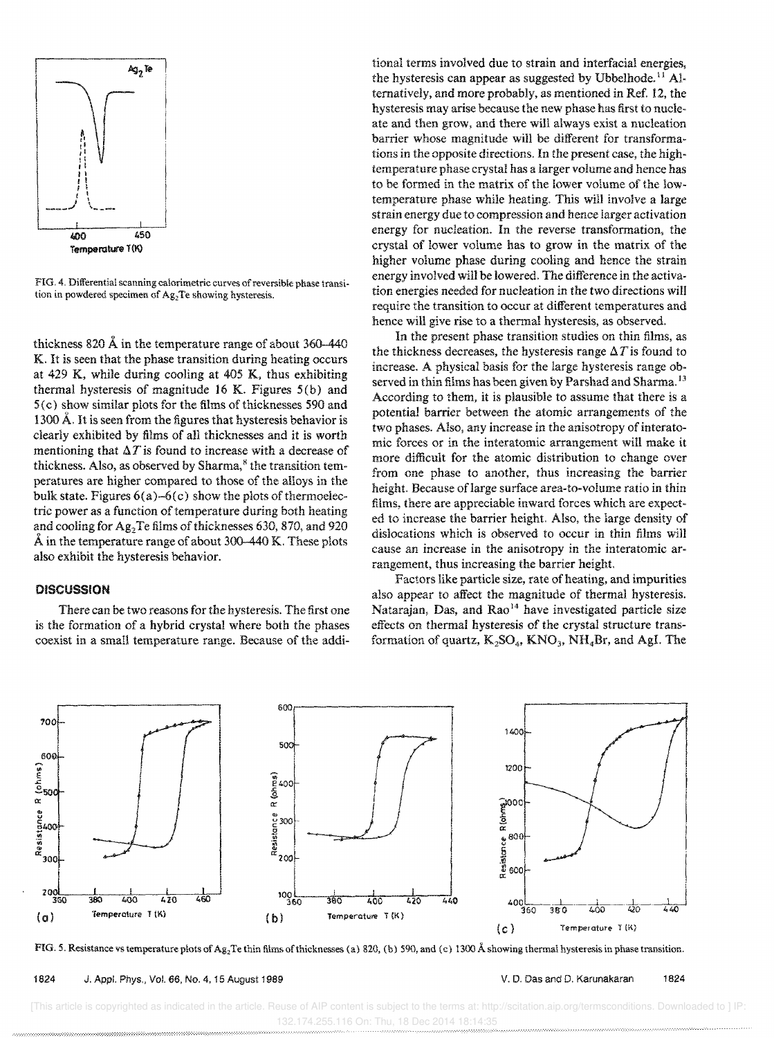FIG. 4. Differential scanning calorimetric curves of reversible phase transition in powdered specimen of $Ag_2Te$ showing hysteresis.

thickness 820 Å in the temperature range of about 360–440 K. It is seen that the phase transition during heating occurs at 429 K, while during cooling at 405 K, thus exhibiting thermal hysteresis of magnitude 16 K. Figures 5(b) and 5(c) show similar plots for the films of thicknesses 590 and 1300 Å. It is seen from the figures that hysteresis behavior is clearly exhibited by films of all thicknesses and it is worth mentioning that $\Delta T$ is found to increase with a decrease of thickness. Also, as observed by Sharma,[8] the transition temperatures are higher compared to those of the alloys in the bulk state. Figures 6(a)–6(c) show the plots of thermoelectric power as a function of temperature during both heating and cooling for $Ag_2Te$ films of thicknesses 630, 870, and 920 Å in the temperature range of about 300–440 K. These plots also exhibit the hysteresis behavior.

## DISCUSSION

There can be two reasons for the hysteresis. The first one is the formation of a hybrid crystal where both the phases coexist in a small temperature range. Because of the additional terms involved due to strain and interfacial energies, the hysteresis can appear as suggested by Ubbelhode.[11] Alternatively, and more probably, as mentioned in Ref. 12, the hysteresis may arise because the new phase has first to nucleate and then grow, and there will always exist a nucleation barrier whose magnitude will be different for transformations in the opposite directions. In the present case, the high-temperature phase crystal has a larger volume and hence has to be formed in the matrix of the lower volume of the low-temperature phase while heating. This will involve a large strain energy due to compression and hence larger activation energy for nucleation. In the reverse transformation, the crystal of lower volume has to grow in the matrix of the higher volume phase during cooling and hence the strain energy involved will be lowered. The difference in the activation energies needed for nucleation in the two directions will require the transition to occur at different temperatures and hence will give rise to a thermal hysteresis, as observed.

In the present phase transition studies on thin films, as the thickness decreases, the hysteresis range $\Delta T$ is found to increase. A physical basis for the large hysteresis range observed in thin films has been given by Parshad and Sharma.[13] According to them, it is plausible to assume that there is a potential barrier between the atomic arrangements of the two phases. Also, any increase in the anisotropy of interatomic forces or in the interatomic arrangement will make it more difficult for the atomic distribution to change over from one phase to another, thus increasing the barrier height. Because of large surface area-to-volume ratio in thin films, there are appreciable inward forces which are expected to increase the barrier height. Also, the large density of dislocations which is observed to occur in thin films will cause an increase in the anisotropy in the interatomic arrangement, thus increasing the barrier height.

Factors like particle size, rate of heating, and impurities also appear to affect the magnitude of thermal hysteresis. Natarajan, Das, and Rao[14] have investigated particle size effects on thermal hysteresis of the crystal structure transformation of quartz, $K_2SO_4$, $KNO_3$, $NH_4Br$, and AgI. The

FIG. 5. Resistance vs temperature plots of $Ag_2Te$ thin films of thicknesses (a) 820, (b) 590, and (c) 1300 Å showing thermal hysteresis in phase transition.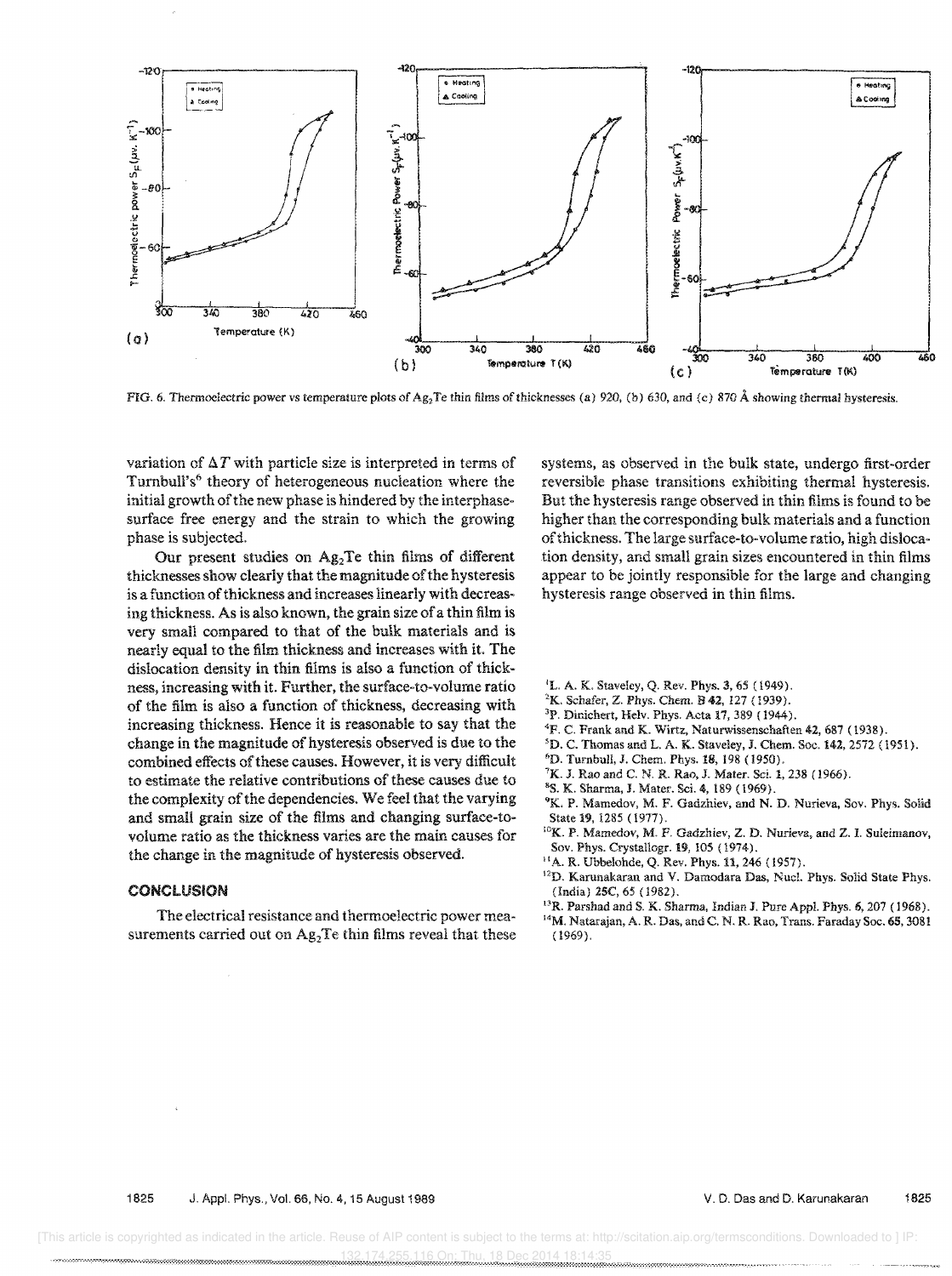(a)

Thermoelectric power $S_F$ (μv. $K^{-1}$)

-120

-100

-80

-60

300 340 380 420 460

Temperature (K)

• Heating

▲ Cooling

(b)

Thermoelectric Power $S_F$ (μv. $K^{-1}$)

-120

-100

-80

-60

-40

300 340 380 420 460

Temperature T(K)

• Heating

▲ Cooling

(c)

Thermoelectric Power $S_F$ (μv.$K^{-1}$)

-120

-100

-80

-60

-40

300 340 380 400 460

Temperature T(K)

• Heating

▲ Cooling

FIG. 6. Thermoelectric power vs temperature plots of $Ag_2Te$ thin films of thicknesses (a) 920, (b) 630, and (c) 870 Å showing thermal hysteresis.

variation of $\Delta T$ with particle size is interpreted in terms of Turnbull's[6] theory of heterogeneous nucleation where the initial growth of the new phase is hindered by the interphase-surface free energy and the strain to which the growing phase is subjected.

Our present studies on $Ag_2Te$ thin films of different thicknesses show clearly that the magnitude of the hysteresis is a function of thickness and increases linearly with decreasing thickness. As is also known, the grain size of a thin film is very small compared to that of the bulk materials and is nearly equal to the film thickness and increases with it. The dislocation density in thin films is also a function of thickness, increasing with it. Further, the surface-to-volume ratio of the film is also a function of thickness, decreasing with increasing thickness. Hence it is reasonable to say that the change in the magnitude of hysteresis observed is due to the combined effects of these causes. However, it is very difficult to estimate the relative contributions of these causes due to the complexity of the dependencies. We feel that the varying and small grain size of the films and changing surface-to-volume ratio as the thickness varies are the main causes for the change in the magnitude of hysteresis observed.

## CONCLUSION

The electrical resistance and thermoelectric power measurements carried out on $Ag_2Te$ thin films reveal that these systems, as observed in the bulk state, undergo first-order reversible phase transitions exhibiting thermal hysteresis. But the hysteresis range observed in thin films is found to be higher than the corresponding bulk materials and a function of thickness. The large surface-to-volume ratio, high dislocation density, and small grain sizes encountered in thin films appear to be jointly responsible for the large and changing hysteresis range observed in thin films.

[1] L. A. K. Staveley, Q. Rev. Phys. **3**, 65 (1949).

[2] K. Schafer, Z. Phys. Chem. B **42**, 127 (1939).

[3] P. Dinichert, Helv. Phys. Acta **17**, 389 (1944).

[4] F. C. Frank and K. Wirtz, Naturwissenschaften **42**, 687 (1938).

[5] D. C. Thomas and L. A. K. Staveley, J. Chem. Soc. **142**, 2572 (1951).

[6] D. Turnbull, J. Chem. Phys. **18**, 198 (1950).

[7] K. J. Rao and C. N. R. Rao, J. Mater. Sci. **1**, 238 (1966).

[8] S. K. Sharma, J. Mater. Sci. **4**, 189 (1969).

[9] K. P. Mamedov, M. F. Gadzhiev, and N. D. Nurieva, Sov. Phys. Solid State **19**, 1285 (1977).

[10] K. P. Mamedov, M. F. Gadzhiev, Z. D. Nurieva, and Z. I. Suleimanov, Sov. Phys. Crystallogr. **19**, 105 (1974).

[11] A. R. Ubbelohde, Q. Rev. Phys. **11**, 246 (1957).

[12] D. Karunakaran and V. Damodara Das, Nucl. Phys. Solid State Phys. (India) **25C**, 65 (1982).

[13] R. Parshad and S. K. Sharma, Indian J. Pure Appl. Phys. **6**, 207 (1968).

[14] M. Natarajan, A. R. Das, and C. N. R. Rao, Trans. Faraday Soc. **65**, 3081 (1969).